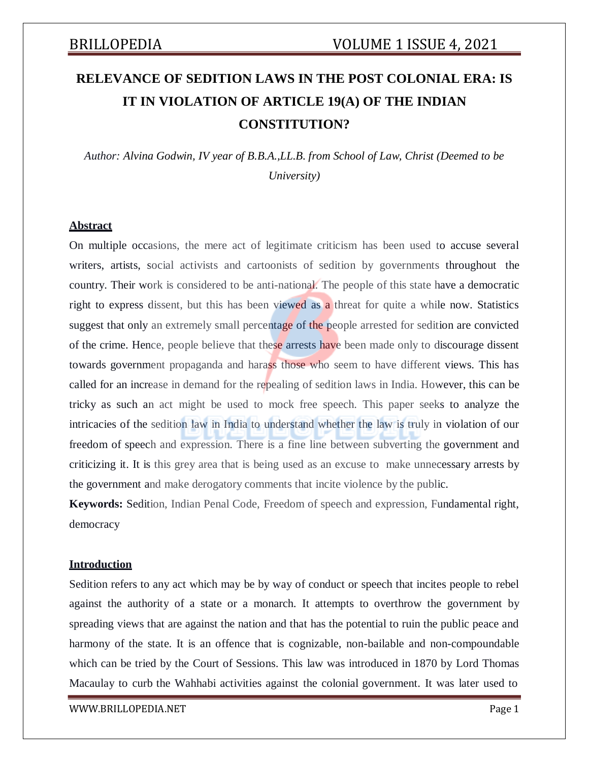# RELEVANCE OF SEDITION LAWS IN THE POST COLONIAL ERA: IS IT IN VIOLATION OF ARTICLE 19(A) OF THE INDIAN CONSTITUTION?

*Author: Alvina Godwin, IV year of B.B.A.,LL.B. from School of Law, Christ (Deemed to be University)*

## Abstract

On multiple occasions, the mere act of legitimate criticism has been used to accuse several writers, artists, social activists and cartoonists of sedition by governments throughout the country. Their work is considered to be anti-national. The people of this state have a democratic right to express dissent, but this has been viewed as a threat for quite a while now. Statistics suggest that only an extremely small percentage of the people arrested for sedition are convicted of the crime. Hence, people believe that these arrests have been made only to discourage dissent towards government propaganda and harass those who seem to have different views. This has called for an increase in demand for the repealing of sedition laws in India. However, this can be tricky as such an act might be used to mock free speech. This paper seeks to analyze the intricacies of the sedition law in India to understand whether the law is truly in violation of our freedom of speech and expression. There is a fine line between subverting the government and criticizing it. It is this grey area that is being used as an excuse to make unnecessary arrests by the government and make derogatory comments that incite violence by the public.

**Keywords:** Sedition, Indian Penal Code, Freedom of speech and expression, Fundamental right, democracy

## Introduction

Sedition refers to any act which may be by way of conduct or speech that incites people to rebel against the authority of a state or a monarch. It attempts to overthrow the government by spreading views that are against the nation and that has the potential to ruin the public peace and harmony of the state. It is an offence that is cognizable, non-bailable and non-compoundable which can be tried by the Court of Sessions. This law was introduced in 1870 by Lord Thomas Macaulay to curb the Wahhabi activities against the colonial government. It was later used to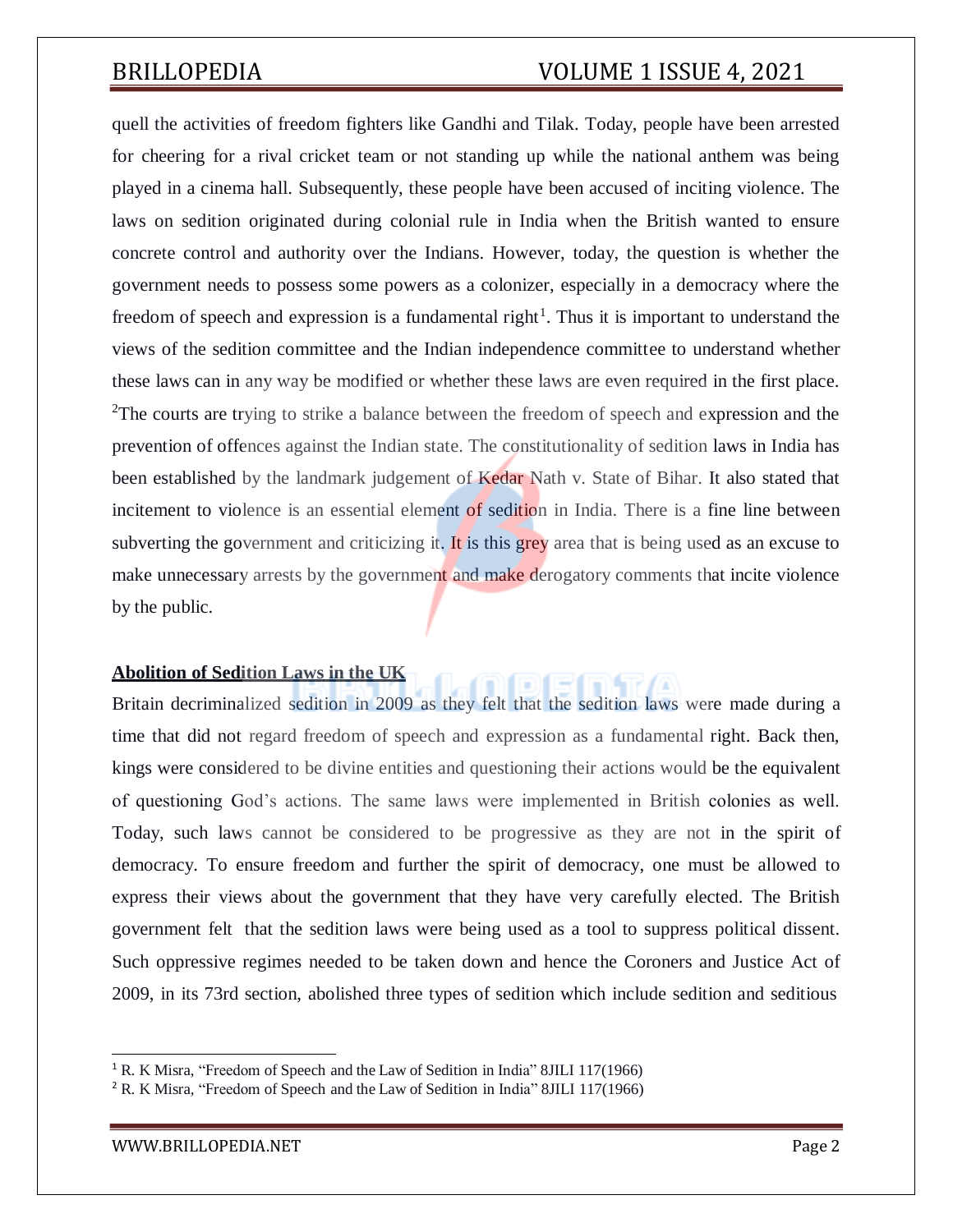quell the activities of freedom fighters like Gandhi and Tilak. Today, people have been arrested for cheering for a rival cricket team or not standing up while the national anthem was being played in a cinema hall. Subsequently, these people have been accused of inciting violence. The laws on sedition originated during colonial rule in India when the British wanted to ensure concrete control and authority over the Indians. However, today, the question is whether the government needs to possess some powers as a colonizer, especially in a democracy where the freedom of speech and expression is a fundamental right[1]. Thus it is important to understand the views of the sedition committee and the Indian independence committee to understand whether these laws can in any way be modified or whether these laws are even required in the first place. [2]The courts are trying to strike a balance between the freedom of speech and expression and the prevention of offences against the Indian state. The constitutionality of sedition laws in India has been established by the landmark judgement of Kedar Nath v. State of Bihar. It also stated that incitement to violence is an essential element of sedition in India. There is a fine line between subverting the government and criticizing it. It is this grey area that is being used as an excuse to make unnecessary arrests by the government and make derogatory comments that incite violence by the public.

**Abolition of Sedition Laws in the UK**

Britain decriminalized sedition in 2009 as they felt that the sedition laws were made during a time that did not regard freedom of speech and expression as a fundamental right. Back then, kings were considered to be divine entities and questioning their actions would be the equivalent of questioning God's actions. The same laws were implemented in British colonies as well. Today, such laws cannot be considered to be progressive as they are not in the spirit of democracy. To ensure freedom and further the spirit of democracy, one must be allowed to express their views about the government that they have very carefully elected. The British government felt that the sedition laws were being used as a tool to suppress political dissent. Such oppressive regimes needed to be taken down and hence the Coroners and Justice Act of 2009, in its 73rd section, abolished three types of sedition which include sedition and seditious

---

[1] R. K Misra, "Freedom of Speech and the Law of Sedition in India" 8JILI 117(1966)

[2] R. K Misra, "Freedom of Speech and the Law of Sedition in India" 8JILI 117(1966)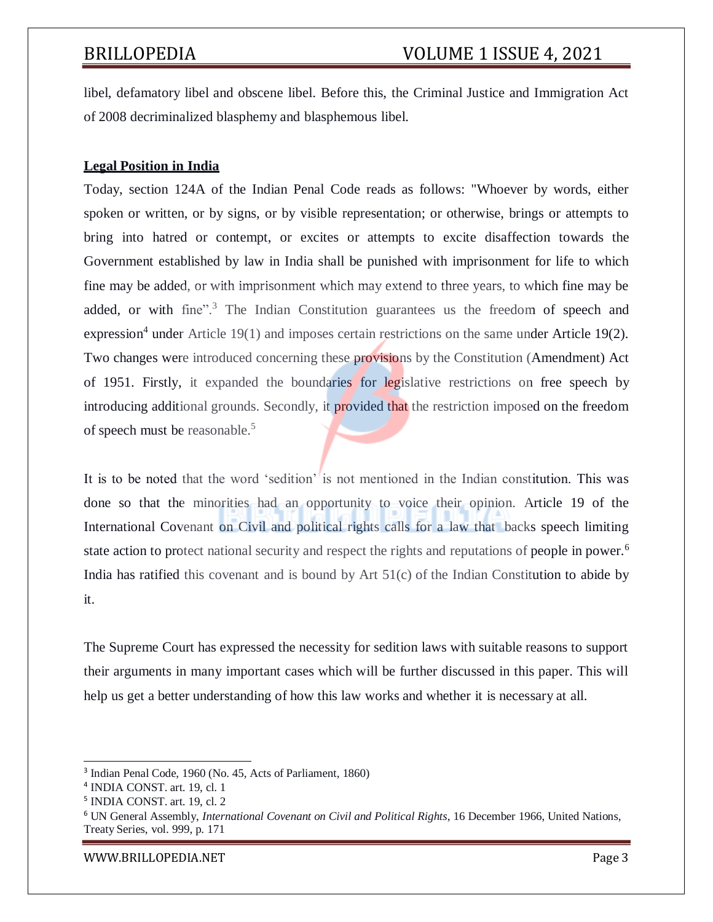libel, defamatory libel and obscene libel. Before this, the Criminal Justice and Immigration Act of 2008 decriminalized blasphemy and blasphemous libel.

**Legal Position in India**

Today, section 124A of the Indian Penal Code reads as follows: "Whoever by words, either spoken or written, or by signs, or by visible representation; or otherwise, brings or attempts to bring into hatred or contempt, or excites or attempts to excite disaffection towards the Government established by law in India shall be punished with imprisonment for life to which fine may be added, or with imprisonment which may extend to three years, to which fine may be added, or with fine".[3] The Indian Constitution guarantees us the freedom of speech and expression[4] under Article 19(1) and imposes certain restrictions on the same under Article 19(2). Two changes were introduced concerning these provisions by the Constitution (Amendment) Act of 1951. Firstly, it expanded the boundaries for legislative restrictions on free speech by introducing additional grounds. Secondly, it provided that the restriction imposed on the freedom of speech must be reasonable.[5]

It is to be noted that the word 'sedition' is not mentioned in the Indian constitution. This was done so that the minorities had an opportunity to voice their opinion. Article 19 of the International Covenant on Civil and political rights calls for a law that backs speech limiting state action to protect national security and respect the rights and reputations of people in power.[6] India has ratified this covenant and is bound by Art 51(c) of the Indian Constitution to abide by it.

The Supreme Court has expressed the necessity for sedition laws with suitable reasons to support their arguments in many important cases which will be further discussed in this paper. This will help us get a better understanding of how this law works and whether it is necessary at all.

---

[3] Indian Penal Code, 1960 (No. 45, Acts of Parliament, 1860)

[4] INDIA CONST. art. 19, cl. 1

[5] INDIA CONST. art. 19, cl. 2

[6] UN General Assembly, *International Covenant on Civil and Political Rights*, 16 December 1966, United Nations, Treaty Series, vol. 999, p. 171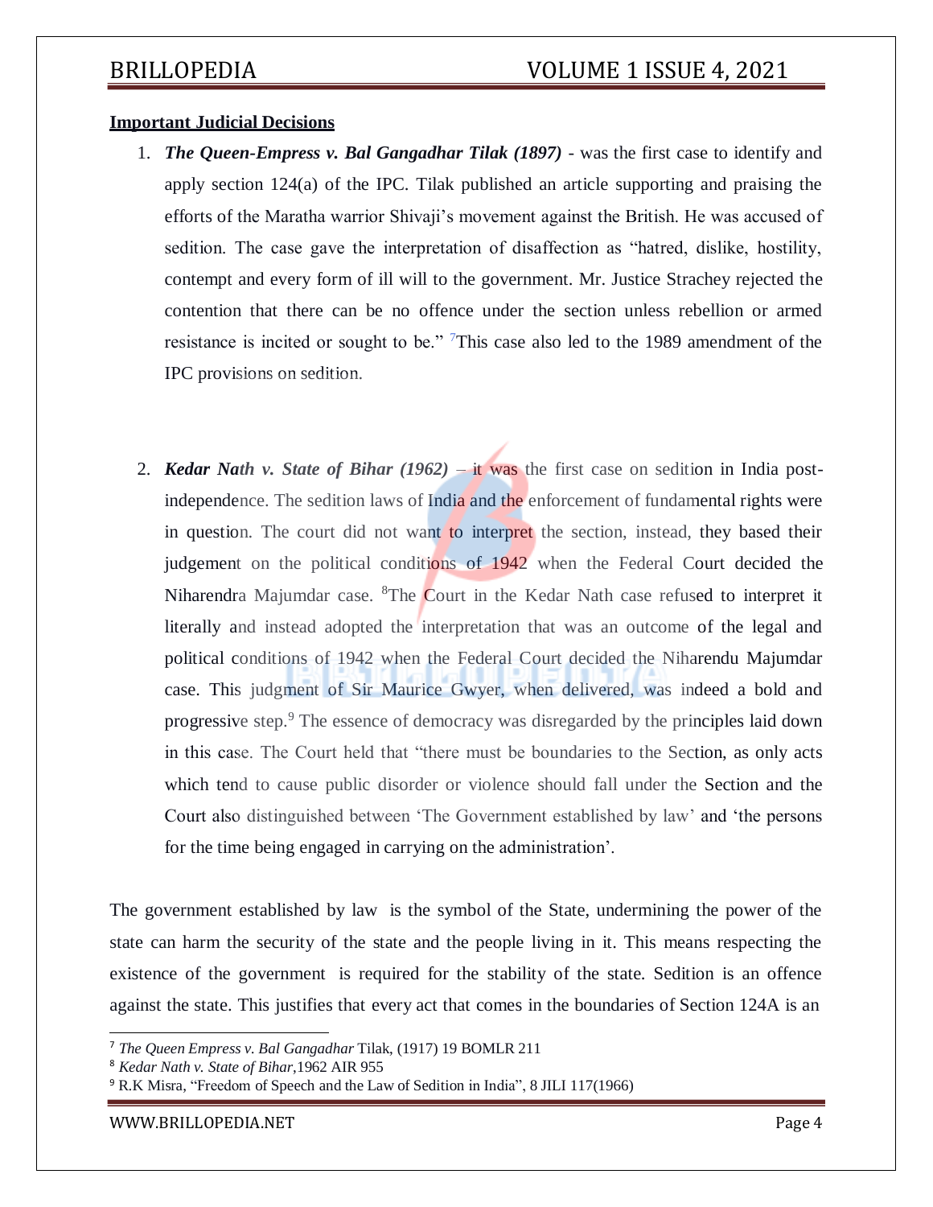**Important Judicial Decisions**

1. ***The Queen-Empress v. Bal Gangadhar Tilak (1897)*** - was the first case to identify and apply section 124(a) of the IPC. Tilak published an article supporting and praising the efforts of the Maratha warrior Shivaji's movement against the British. He was accused of sedition. The case gave the interpretation of disaffection as "hatred, dislike, hostility, contempt and every form of ill will to the government. Mr. Justice Strachey rejected the contention that there can be no offence under the section unless rebellion or armed resistance is incited or sought to be." [7]This case also led to the 1989 amendment of the IPC provisions on sedition.

2. ***Kedar Nath v. State of Bihar (1962)*** – it was the first case on sedition in India post-independence. The sedition laws of India and the enforcement of fundamental rights were in question. The court did not want to interpret the section, instead, they based their judgement on the political conditions of 1942 when the Federal Court decided the Niharendra Majumdar case. [8]The Court in the Kedar Nath case refused to interpret it literally and instead adopted the interpretation that was an outcome of the legal and political conditions of 1942 when the Federal Court decided the Niharendu Majumdar case. This judgment of Sir Maurice Gwyer, when delivered, was indeed a bold and progressive step.[9] The essence of democracy was disregarded by the principles laid down in this case. The Court held that "there must be boundaries to the Section, as only acts which tend to cause public disorder or violence should fall under the Section and the Court also distinguished between 'The Government established by law' and 'the persons for the time being engaged in carrying on the administration'.

The government established by law is the symbol of the State, undermining the power of the state can harm the security of the state and the people living in it. This means respecting the existence of the government is required for the stability of the state. Sedition is an offence against the state. This justifies that every act that comes in the boundaries of Section 124A is an

---

[7] *The Queen Empress v. Bal Gangadhar* Tilak, (1917) 19 BOMLR 211

[8] *Kedar Nath v. State of Bihar*,1962 AIR 955

[9] R.K Misra, "Freedom of Speech and the Law of Sedition in India", 8 JILI 117(1966)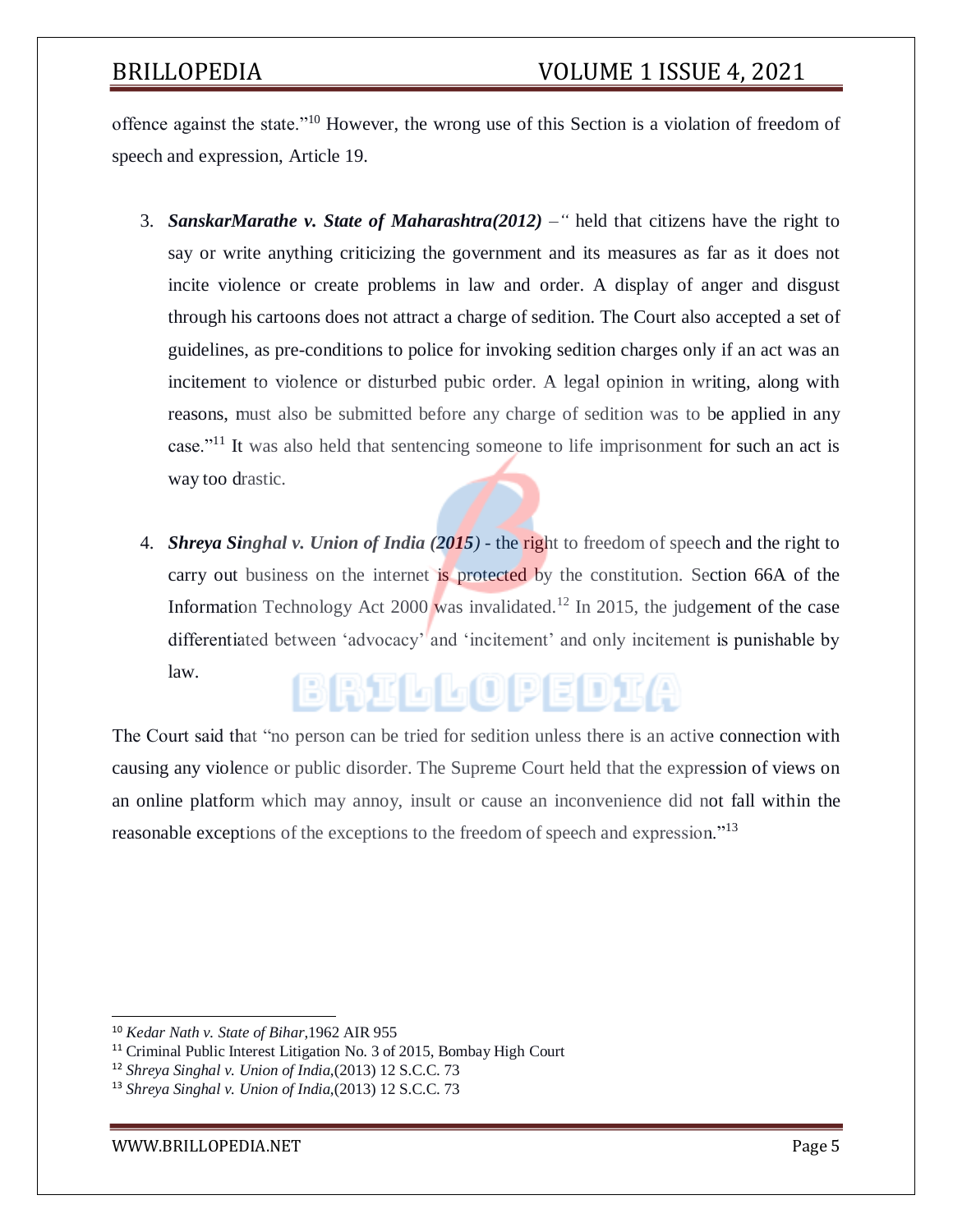offence against the state."[10] However, the wrong use of this Section is a violation of freedom of speech and expression, Article 19.

3. ***SanskarMarathe v. State of Maharashtra(2012)*** *–"* held that citizens have the right to say or write anything criticizing the government and its measures as far as it does not incite violence or create problems in law and order. A display of anger and disgust through his cartoons does not attract a charge of sedition. The Court also accepted a set of guidelines, as pre-conditions to police for invoking sedition charges only if an act was an incitement to violence or disturbed pubic order. A legal opinion in writing, along with reasons, must also be submitted before any charge of sedition was to be applied in any case."[11] It was also held that sentencing someone to life imprisonment for such an act is way too drastic.

4. ***Shreya Singhal v. Union of India (2015)*** - the right to freedom of speech and the right to carry out business on the internet is protected by the constitution. Section 66A of the Information Technology Act 2000 was invalidated.[12] In 2015, the judgement of the case differentiated between 'advocacy' and 'incitement' and only incitement is punishable by law.

The Court said that "no person can be tried for sedition unless there is an active connection with causing any violence or public disorder. The Supreme Court held that the expression of views on an online platform which may annoy, insult or cause an inconvenience did not fall within the reasonable exceptions of the exceptions to the freedom of speech and expression."[13]

---

[10] *Kedar Nath v. State of Bihar*,1962 AIR 955

[11] Criminal Public Interest Litigation No. 3 of 2015, Bombay High Court

[12] *Shreya Singhal v. Union of India*,(2013) 12 S.C.C. 73

[13] *Shreya Singhal v. Union of India*,(2013) 12 S.C.C. 73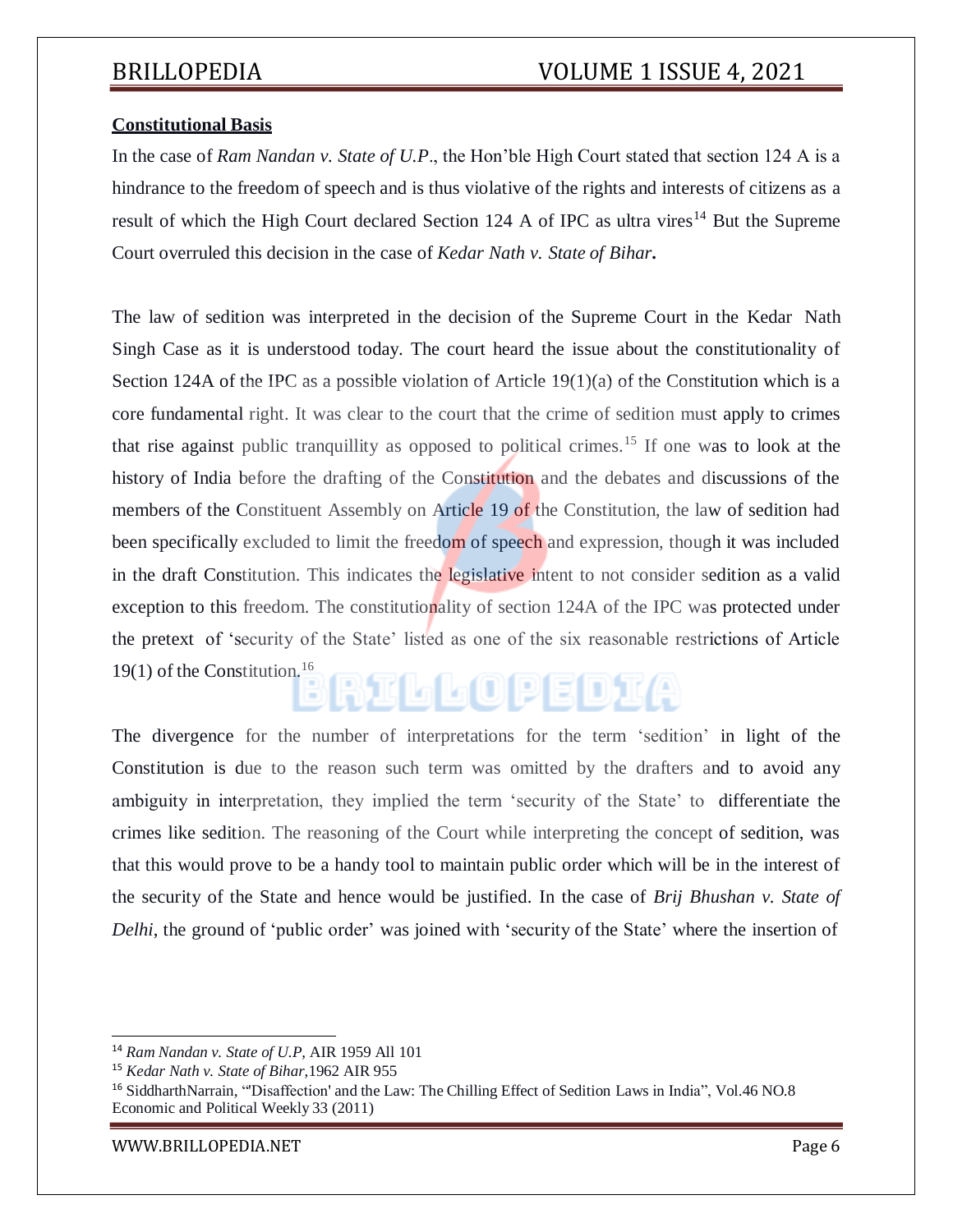**Constitutional Basis**

In the case of *Ram Nandan v. State of U.P*., the Hon'ble High Court stated that section 124 A is a hindrance to the freedom of speech and is thus violative of the rights and interests of citizens as a result of which the High Court declared Section 124 A of IPC as ultra vires[14] But the Supreme Court overruled this decision in the case of *Kedar Nath v. State of Bihar***.**

The law of sedition was interpreted in the decision of the Supreme Court in the Kedar Nath Singh Case as it is understood today. The court heard the issue about the constitutionality of Section 124A of the IPC as a possible violation of Article 19(1)(a) of the Constitution which is a core fundamental right. It was clear to the court that the crime of sedition must apply to crimes that rise against public tranquillity as opposed to political crimes.[15] If one was to look at the history of India before the drafting of the Constitution and the debates and discussions of the members of the Constituent Assembly on Article 19 of the Constitution, the law of sedition had been specifically excluded to limit the freedom of speech and expression, though it was included in the draft Constitution. This indicates the legislative intent to not consider sedition as a valid exception to this freedom. The constitutionality of section 124A of the IPC was protected under the pretext of 'security of the State' listed as one of the six reasonable restrictions of Article 19(1) of the Constitution.[16]

The divergence for the number of interpretations for the term 'sedition' in light of the Constitution is due to the reason such term was omitted by the drafters and to avoid any ambiguity in interpretation, they implied the term 'security of the State' to differentiate the crimes like sedition. The reasoning of the Court while interpreting the concept of sedition, was that this would prove to be a handy tool to maintain public order which will be in the interest of the security of the State and hence would be justified. In the case of *Brij Bhushan v. State of Delhi*, the ground of 'public order' was joined with 'security of the State' where the insertion of

---

[14] *Ram Nandan v. State of U.P*, AIR 1959 All 101

[15] *Kedar Nath v. State of Bihar*,1962 AIR 955

[16] SiddharthNarrain, "'Disaffection' and the Law: The Chilling Effect of Sedition Laws in India", Vol.46 NO.8 Economic and Political Weekly 33 (2011)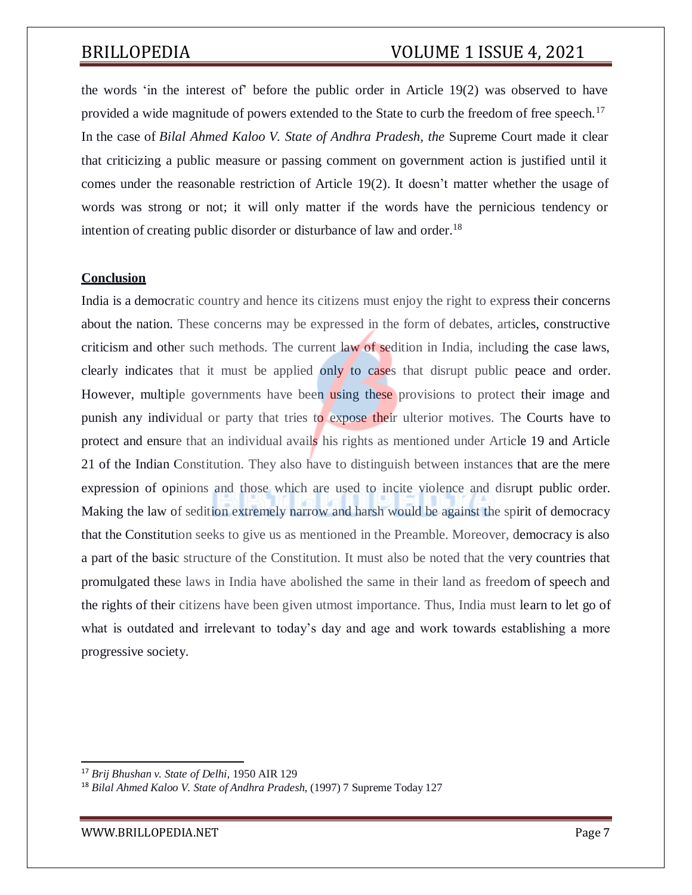the words 'in the interest of' before the public order in Article 19(2) was observed to have provided a wide magnitude of powers extended to the State to curb the freedom of free speech.[17] In the case of *Bilal Ahmed Kaloo V. State of Andhra Pradesh, the* Supreme Court made it clear that criticizing a public measure or passing comment on government action is justified until it comes under the reasonable restriction of Article 19(2). It doesn't matter whether the usage of words was strong or not; it will only matter if the words have the pernicious tendency or intention of creating public disorder or disturbance of law and order.[18]

## Conclusion

India is a democratic country and hence its citizens must enjoy the right to express their concerns about the nation. These concerns may be expressed in the form of debates, articles, constructive criticism and other such methods. The current law of sedition in India, including the case laws, clearly indicates that it must be applied only to cases that disrupt public peace and order. However, multiple governments have been using these provisions to protect their image and punish any individual or party that tries to expose their ulterior motives. The Courts have to protect and ensure that an individual avails his rights as mentioned under Article 19 and Article 21 of the Indian Constitution. They also have to distinguish between instances that are the mere expression of opinions and those which are used to incite violence and disrupt public order. Making the law of sedition extremely narrow and harsh would be against the spirit of democracy that the Constitution seeks to give us as mentioned in the Preamble. Moreover, democracy is also a part of the basic structure of the Constitution. It must also be noted that the very countries that promulgated these laws in India have abolished the same in their land as freedom of speech and the rights of their citizens have been given utmost importance. Thus, India must learn to let go of what is outdated and irrelevant to today's day and age and work towards establishing a more progressive society.

---

[17] *Brij Bhushan v. State of Delhi,* 1950 AIR 129

[18] *Bilal Ahmed Kaloo V. State of Andhra Pradesh*, (1997) 7 Supreme Today 127